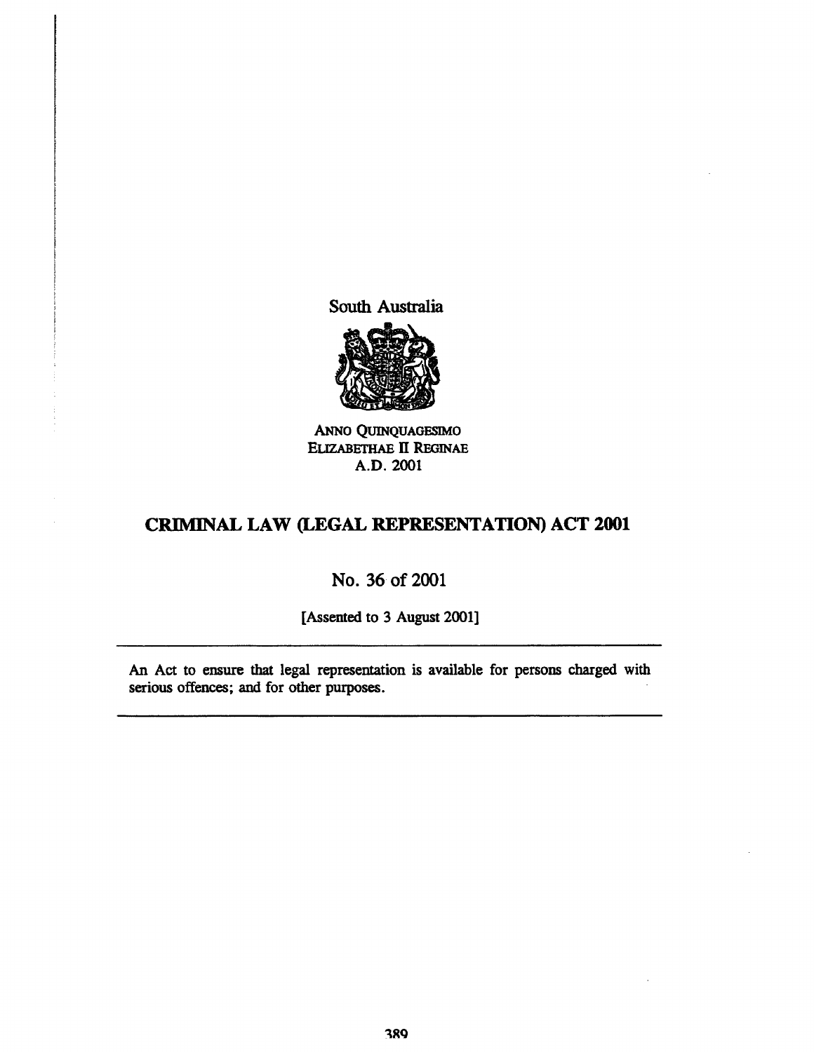South Australia

ANNO QUINQUAGESIMO
ELIZABETHAE II REGINAE
A.D. 2001

# CRIMINAL LAW (LEGAL REPRESENTATION) ACT 2001

No. 36 of 2001

[Assented to 3 August 2001]

---

An Act to ensure that legal representation is available for persons charged with serious offences; and for other purposes.

---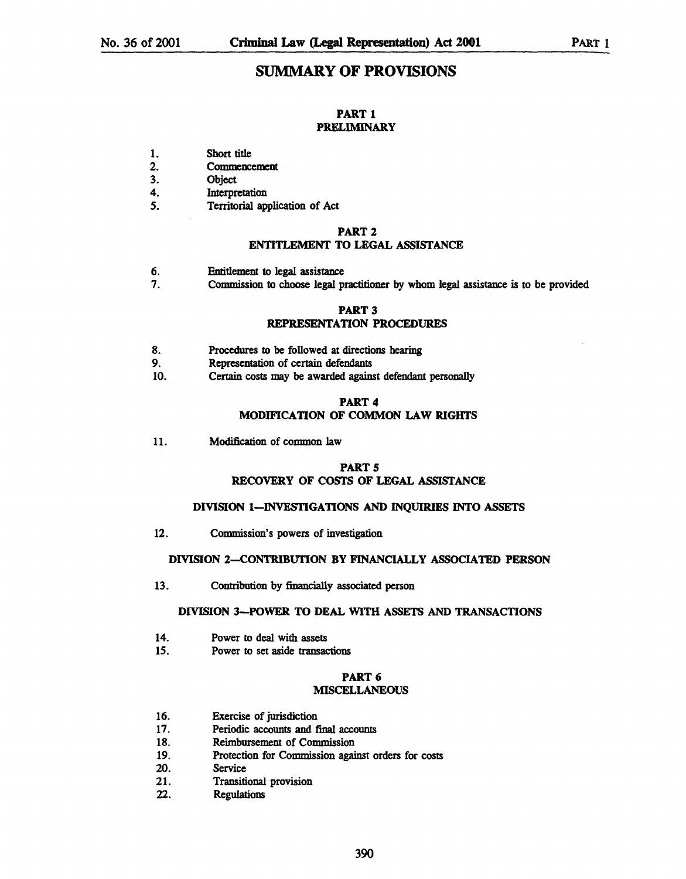# SUMMARY OF PROVISIONS

## PART 1
## PRELIMINARY

1. Short title
2. Commencement
3. Object
4. Interpretation
5. Territorial application of Act

## PART 2
## ENTITLEMENT TO LEGAL ASSISTANCE

6. Entitlement to legal assistance
7. Commission to choose legal practitioner by whom legal assistance is to be provided

## PART 3
## REPRESENTATION PROCEDURES

8. Procedures to be followed at directions hearing
9. Representation of certain defendants
10. Certain costs may be awarded against defendant personally

## PART 4
## MODIFICATION OF COMMON LAW RIGHTS

11. Modification of common law

## PART 5
## RECOVERY OF COSTS OF LEGAL ASSISTANCE

### DIVISION 1—INVESTIGATIONS AND INQUIRIES INTO ASSETS

12. Commission's powers of investigation

### DIVISION 2—CONTRIBUTION BY FINANCIALLY ASSOCIATED PERSON

13. Contribution by financially associated person

### DIVISION 3—POWER TO DEAL WITH ASSETS AND TRANSACTIONS

14. Power to deal with assets
15. Power to set aside transactions

## PART 6
## MISCELLANEOUS

16. Exercise of jurisdiction
17. Periodic accounts and final accounts
18. Reimbursement of Commission
19. Protection for Commission against orders for costs
20. Service
21. Transitional provision
22. Regulations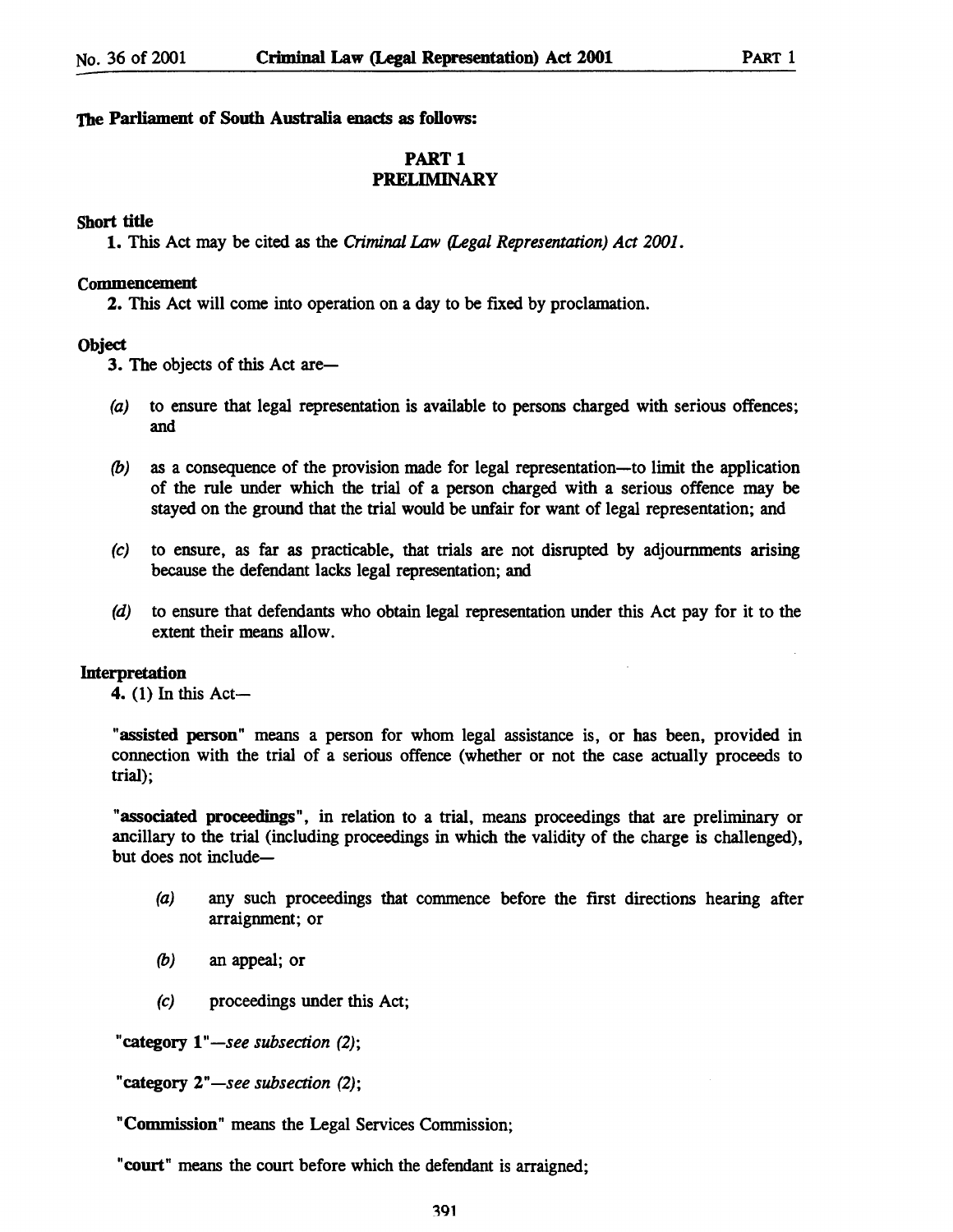**The Parliament of South Australia enacts as follows:**

## PART 1
## PRELIMINARY

**Short title**

1. This Act may be cited as the *Criminal Law (Legal Representation) Act 2001*.

**Commencement**

2. This Act will come into operation on a day to be fixed by proclamation.

**Object**

3. The objects of this Act are—

*(a)* to ensure that legal representation is available to persons charged with serious offences; and

*(b)* as a consequence of the provision made for legal representation—to limit the application of the rule under which the trial of a person charged with a serious offence may be stayed on the ground that the trial would be unfair for want of legal representation; and

*(c)* to ensure, as far as practicable, that trials are not disrupted by adjournments arising because the defendant lacks legal representation; and

*(d)* to ensure that defendants who obtain legal representation under this Act pay for it to the extent their means allow.

**Interpretation**

4. (1) In this Act—

"**assisted person**" means a person for whom legal assistance is, or has been, provided in connection with the trial of a serious offence (whether or not the case actually proceeds to trial);

"**associated proceedings**", in relation to a trial, means proceedings that are preliminary or ancillary to the trial (including proceedings in which the validity of the charge is challenged), but does not include—

*(a)* any such proceedings that commence before the first directions hearing after arraignment; or

*(b)* an appeal; or

*(c)* proceedings under this Act;

"**category 1**"—*see subsection (2)*;

"**category 2**"—*see subsection (2)*;

"**Commission**" means the Legal Services Commission;

"**court**" means the court before which the defendant is arraigned;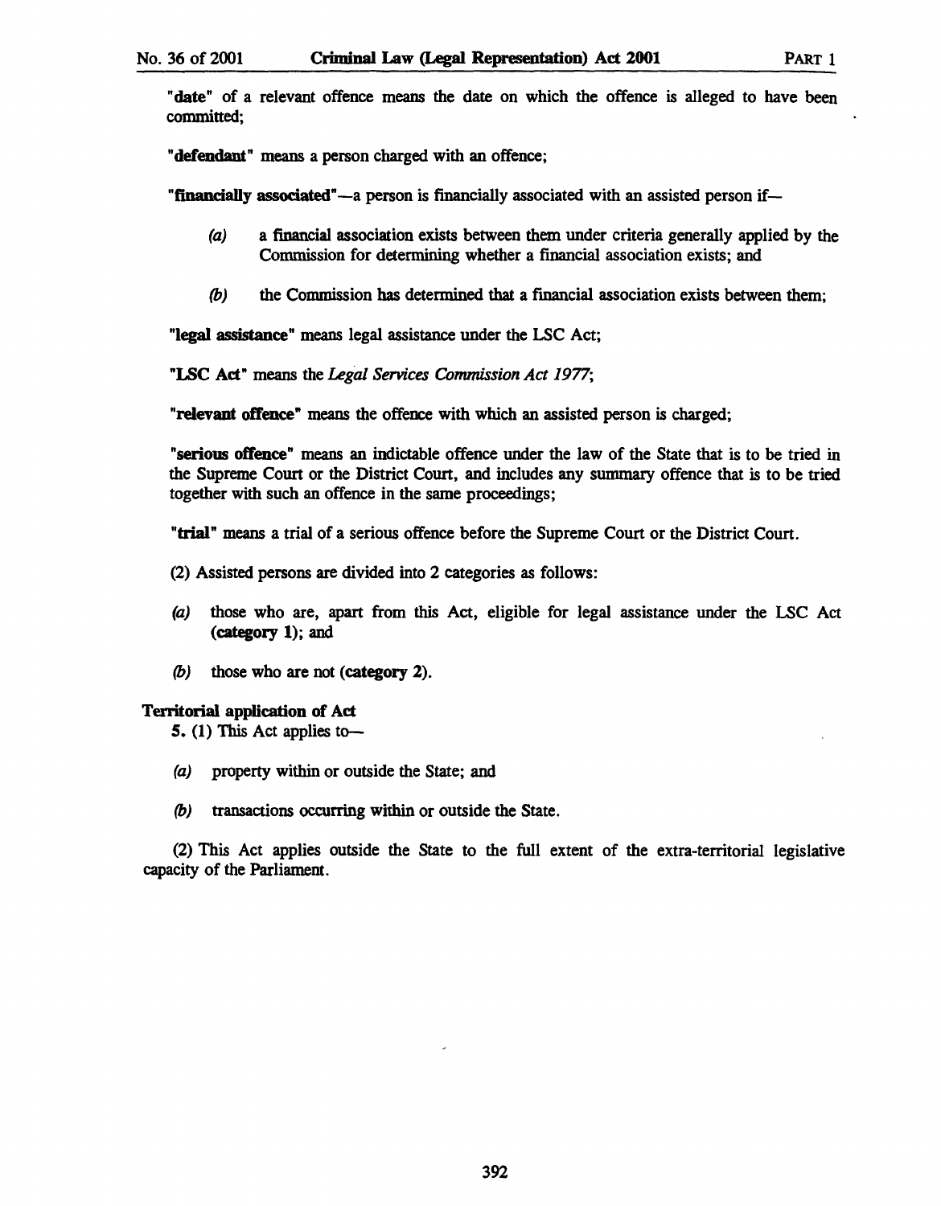"**date**" of a relevant offence means the date on which the offence is alleged to have been committed;

"**defendant**" means a person charged with an offence;

"**financially associated**"—a person is financially associated with an assisted person if—

- *(a)* a financial association exists between them under criteria generally applied by the Commission for determining whether a financial association exists; and
- *(b)* the Commission has determined that a financial association exists between them;

"**legal assistance**" means legal assistance under the LSC Act;

"**LSC Act**" means the *Legal Services Commission Act 1977*;

"**relevant offence**" means the offence with which an assisted person is charged;

"**serious offence**" means an indictable offence under the law of the State that is to be tried in the Supreme Court or the District Court, and includes any summary offence that is to be tried together with such an offence in the same proceedings;

"**trial**" means a trial of a serious offence before the Supreme Court or the District Court.

(2) Assisted persons are divided into 2 categories as follows:

- *(a)* those who are, apart from this Act, eligible for legal assistance under the LSC Act (**category 1**); and
- *(b)* those who are not (**category 2**).

**Territorial application of Act**

**5.** (1) This Act applies to—

- *(a)* property within or outside the State; and
- *(b)* transactions occurring within or outside the State.

(2) This Act applies outside the State to the full extent of the extra-territorial legislative capacity of the Parliament.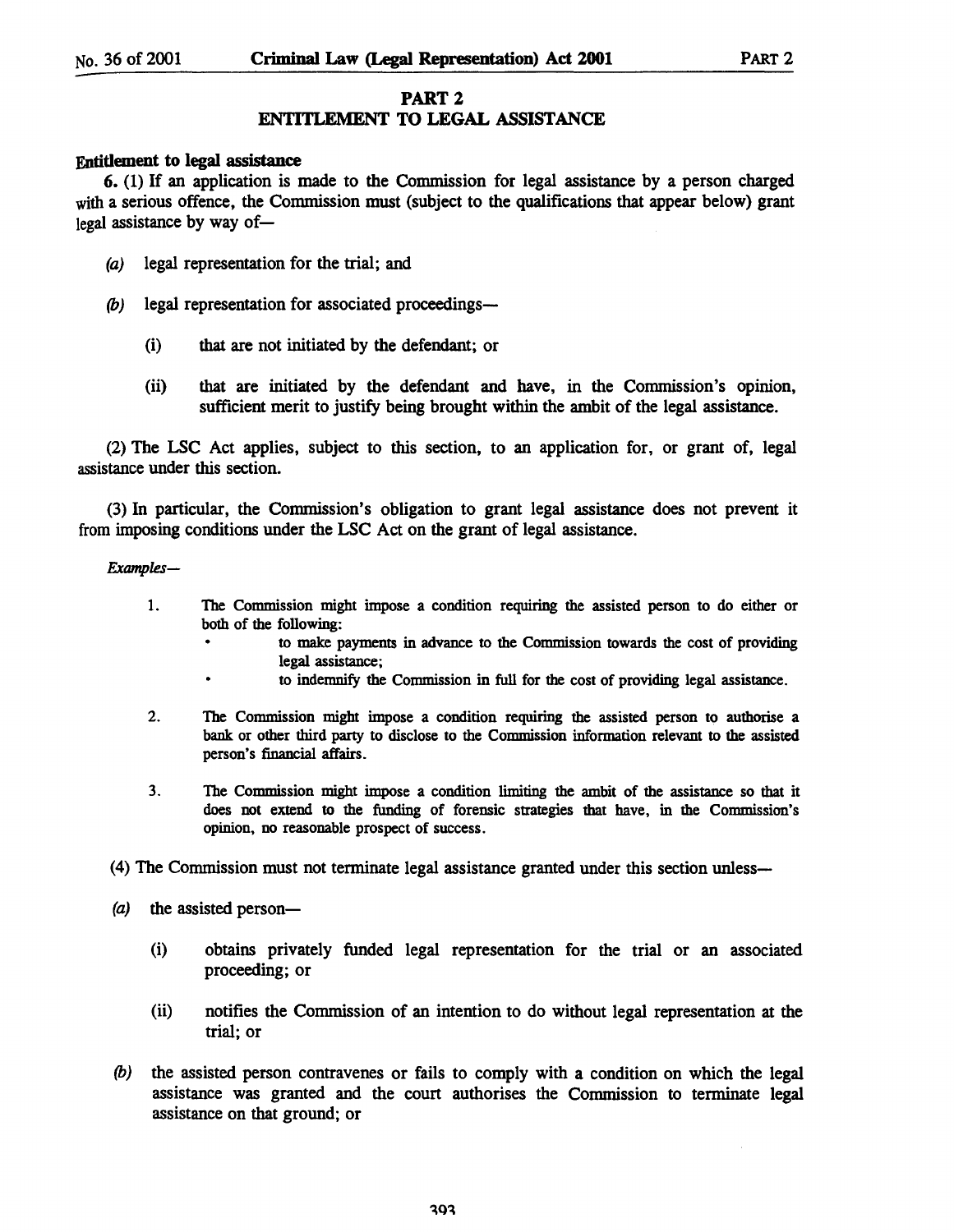## PART 2
## ENTITLEMENT TO LEGAL ASSISTANCE

**Entitlement to legal assistance**

**6.** (1) If an application is made to the Commission for legal assistance by a person charged with a serious offence, the Commission must (subject to the qualifications that appear below) grant legal assistance by way of—

*(a)* legal representation for the trial; and

*(b)* legal representation for associated proceedings—

(i) that are not initiated by the defendant; or

(ii) that are initiated by the defendant and have, in the Commission's opinion, sufficient merit to justify being brought within the ambit of the legal assistance.

(2) The LSC Act applies, subject to this section, to an application for, or grant of, legal assistance under this section.

(3) In particular, the Commission's obligation to grant legal assistance does not prevent it from imposing conditions under the LSC Act on the grant of legal assistance.

*Examples—*

1. The Commission might impose a condition requiring the assisted person to do either or both of the following:
   - to make payments in advance to the Commission towards the cost of providing legal assistance;
   - to indemnify the Commission in full for the cost of providing legal assistance.

2. The Commission might impose a condition requiring the assisted person to authorise a bank or other third party to disclose to the Commission information relevant to the assisted person's financial affairs.

3. The Commission might impose a condition limiting the ambit of the assistance so that it does not extend to the funding of forensic strategies that have, in the Commission's opinion, no reasonable prospect of success.

(4) The Commission must not terminate legal assistance granted under this section unless—

*(a)* the assisted person—

(i) obtains privately funded legal representation for the trial or an associated proceeding; or

(ii) notifies the Commission of an intention to do without legal representation at the trial; or

*(b)* the assisted person contravenes or fails to comply with a condition on which the legal assistance was granted and the court authorises the Commission to terminate legal assistance on that ground; or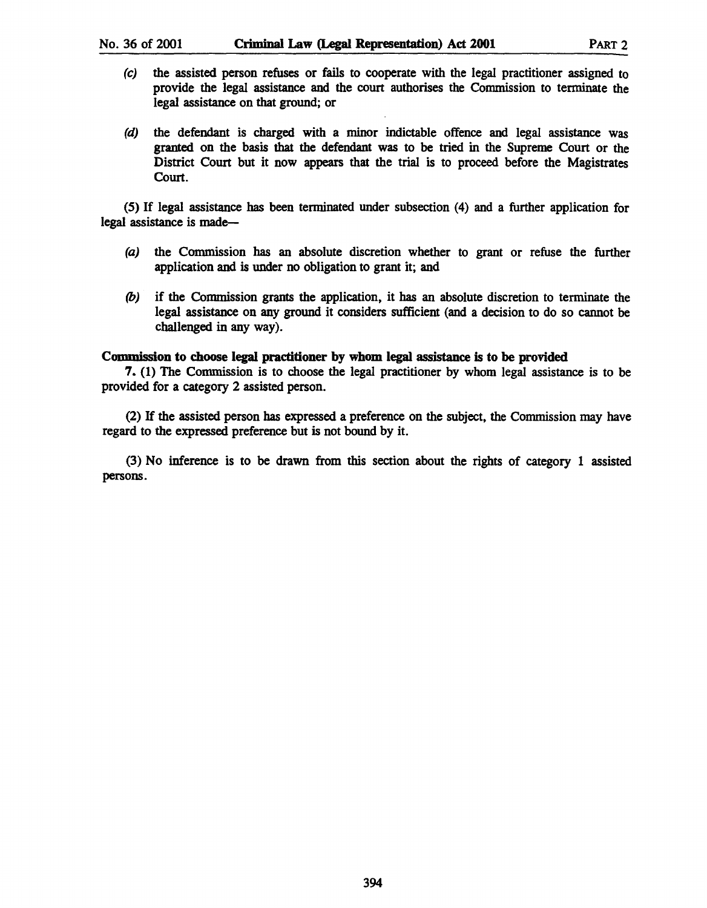(c) the assisted person refuses or fails to cooperate with the legal practitioner assigned to provide the legal assistance and the court authorises the Commission to terminate the legal assistance on that ground; or

(d) the defendant is charged with a minor indictable offence and legal assistance was granted on the basis that the defendant was to be tried in the Supreme Court or the District Court but it now appears that the trial is to proceed before the Magistrates Court.

(5) If legal assistance has been terminated under subsection (4) and a further application for legal assistance is made—

(a) the Commission has an absolute discretion whether to grant or refuse the further application and is under no obligation to grant it; and

(b) if the Commission grants the application, it has an absolute discretion to terminate the legal assistance on any ground it considers sufficient (and a decision to do so cannot be challenged in any way).

**Commission to choose legal practitioner by whom legal assistance is to be provided**

**7.** (1) The Commission is to choose the legal practitioner by whom legal assistance is to be provided for a category 2 assisted person.

(2) If the assisted person has expressed a preference on the subject, the Commission may have regard to the expressed preference but is not bound by it.

(3) No inference is to be drawn from this section about the rights of category 1 assisted persons.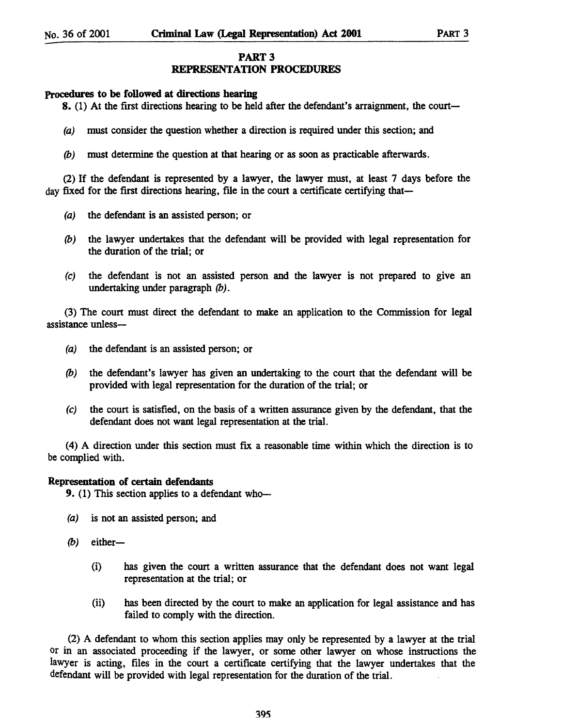# PART 3
## REPRESENTATION PROCEDURES

**Procedures to be followed at directions hearing**

**8.** (1) At the first directions hearing to be held after the defendant's arraignment, the court—

*(a)* must consider the question whether a direction is required under this section; and

*(b)* must determine the question at that hearing or as soon as practicable afterwards.

(2) If the defendant is represented by a lawyer, the lawyer must, at least 7 days before the day fixed for the first directions hearing, file in the court a certificate certifying that—

*(a)* the defendant is an assisted person; or

*(b)* the lawyer undertakes that the defendant will be provided with legal representation for the duration of the trial; or

*(c)* the defendant is not an assisted person and the lawyer is not prepared to give an undertaking under paragraph *(b)*.

(3) The court must direct the defendant to make an application to the Commission for legal assistance unless—

*(a)* the defendant is an assisted person; or

*(b)* the defendant's lawyer has given an undertaking to the court that the defendant will be provided with legal representation for the duration of the trial; or

*(c)* the court is satisfied, on the basis of a written assurance given by the defendant, that the defendant does not want legal representation at the trial.

(4) A direction under this section must fix a reasonable time within which the direction is to be complied with.

**Representation of certain defendants**

**9.** (1) This section applies to a defendant who—

*(a)* is not an assisted person; and

*(b)* either—

(i) has given the court a written assurance that the defendant does not want legal representation at the trial; or

(ii) has been directed by the court to make an application for legal assistance and has failed to comply with the direction.

(2) A defendant to whom this section applies may only be represented by a lawyer at the trial or in an associated proceeding if the lawyer, or some other lawyer on whose instructions the lawyer is acting, files in the court a certificate certifying that the lawyer undertakes that the defendant will be provided with legal representation for the duration of the trial.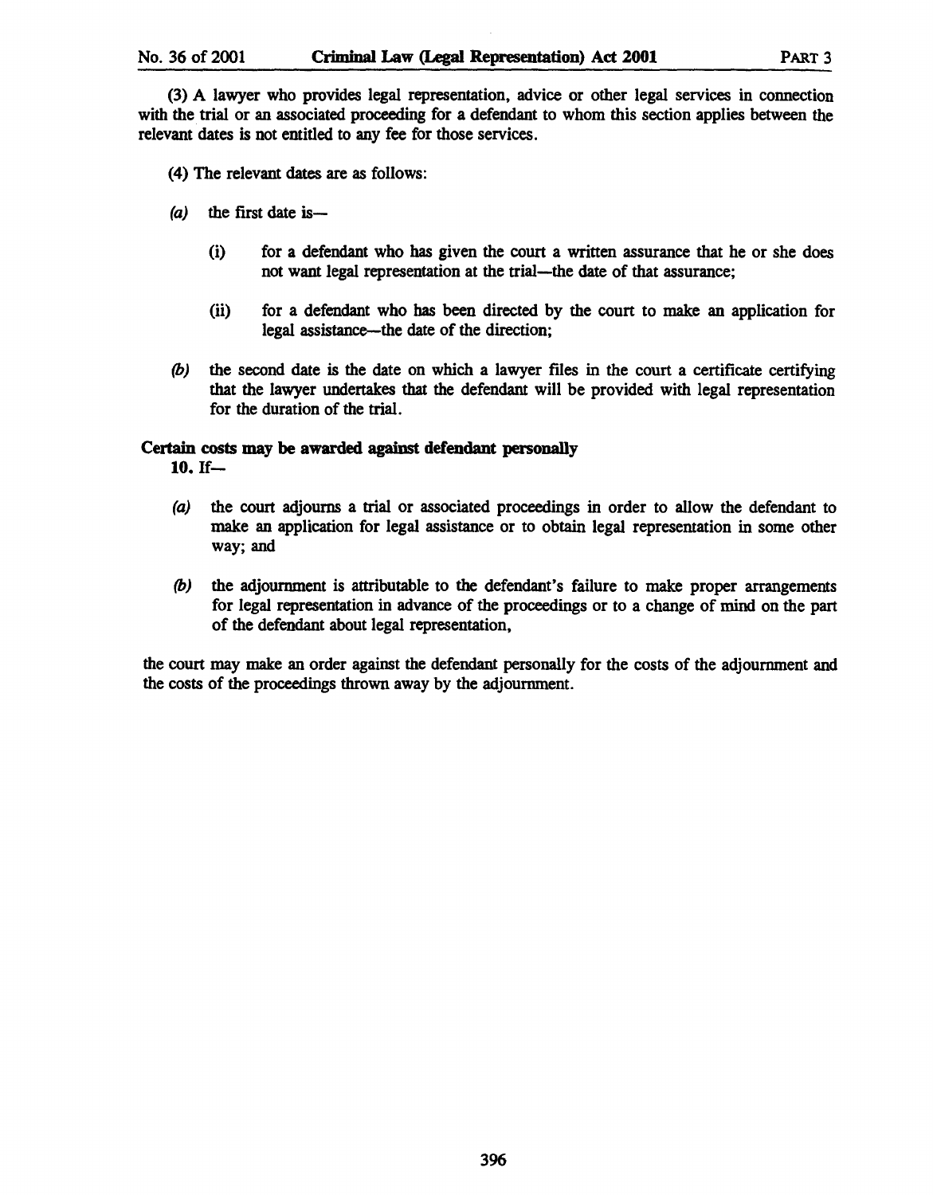(3) A lawyer who provides legal representation, advice or other legal services in connection with the trial or an associated proceeding for a defendant to whom this section applies between the relevant dates is not entitled to any fee for those services.

(4) The relevant dates are as follows:

*(a)* the first date is—

(i) for a defendant who has given the court a written assurance that he or she does not want legal representation at the trial—the date of that assurance;

(ii) for a defendant who has been directed by the court to make an application for legal assistance—the date of the direction;

*(b)* the second date is the date on which a lawyer files in the court a certificate certifying that the lawyer undertakes that the defendant will be provided with legal representation for the duration of the trial.

**Certain costs may be awarded against defendant personally**

**10.** If—

*(a)* the court adjourns a trial or associated proceedings in order to allow the defendant to make an application for legal assistance or to obtain legal representation in some other way; and

*(b)* the adjournment is attributable to the defendant's failure to make proper arrangements for legal representation in advance of the proceedings or to a change of mind on the part of the defendant about legal representation,

the court may make an order against the defendant personally for the costs of the adjournment and the costs of the proceedings thrown away by the adjournment.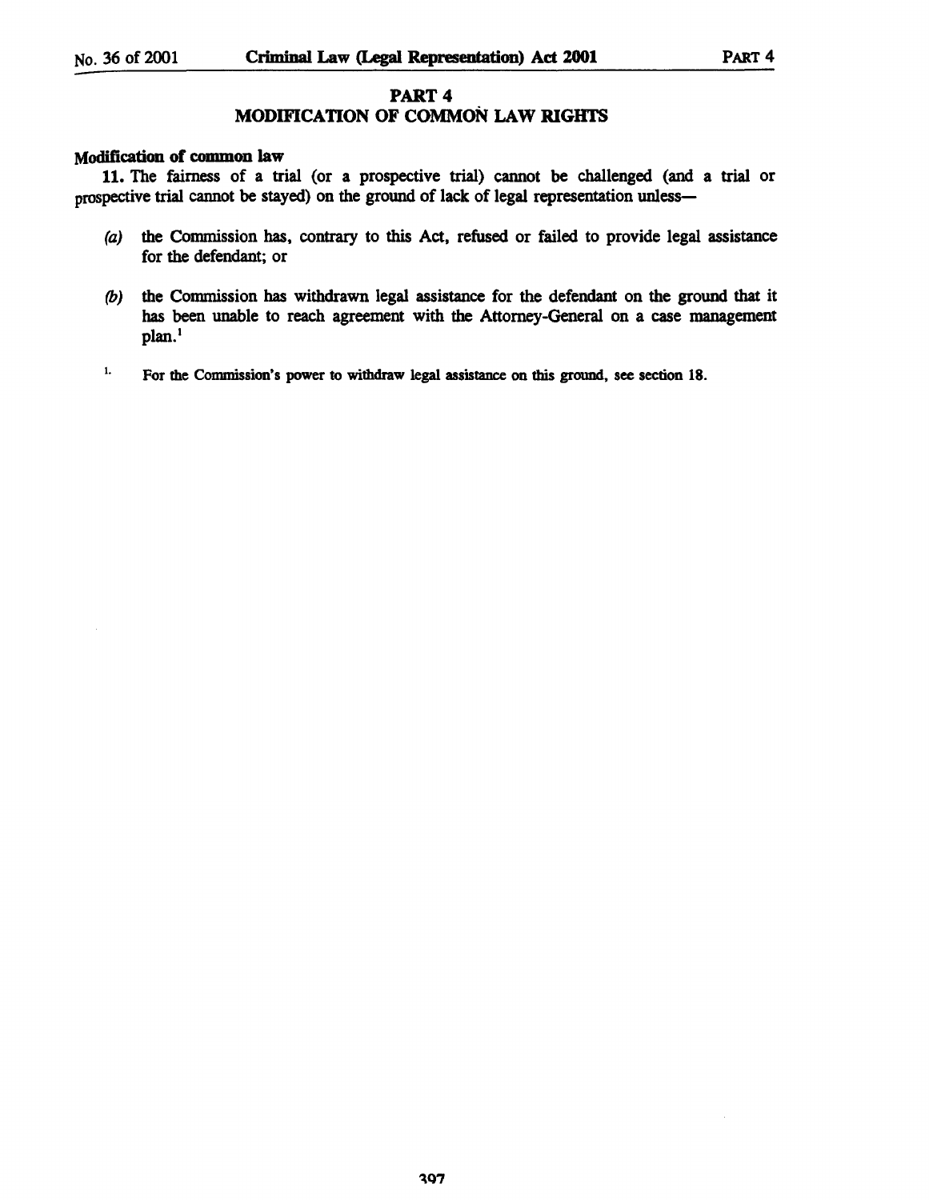## PART 4
## MODIFICATION OF COMMON LAW RIGHTS

### Modification of common law

**11.** The fairness of a trial (or a prospective trial) cannot be challenged (and a trial or prospective trial cannot be stayed) on the ground of lack of legal representation unless—

*(a)* the Commission has, contrary to this Act, refused or failed to provide legal assistance for the defendant; or

*(b)* the Commission has withdrawn legal assistance for the defendant on the ground that it has been unable to reach agreement with the Attorney-General on a case management plan.[1]

[1] For the Commission's power to withdraw legal assistance on this ground, see section 18.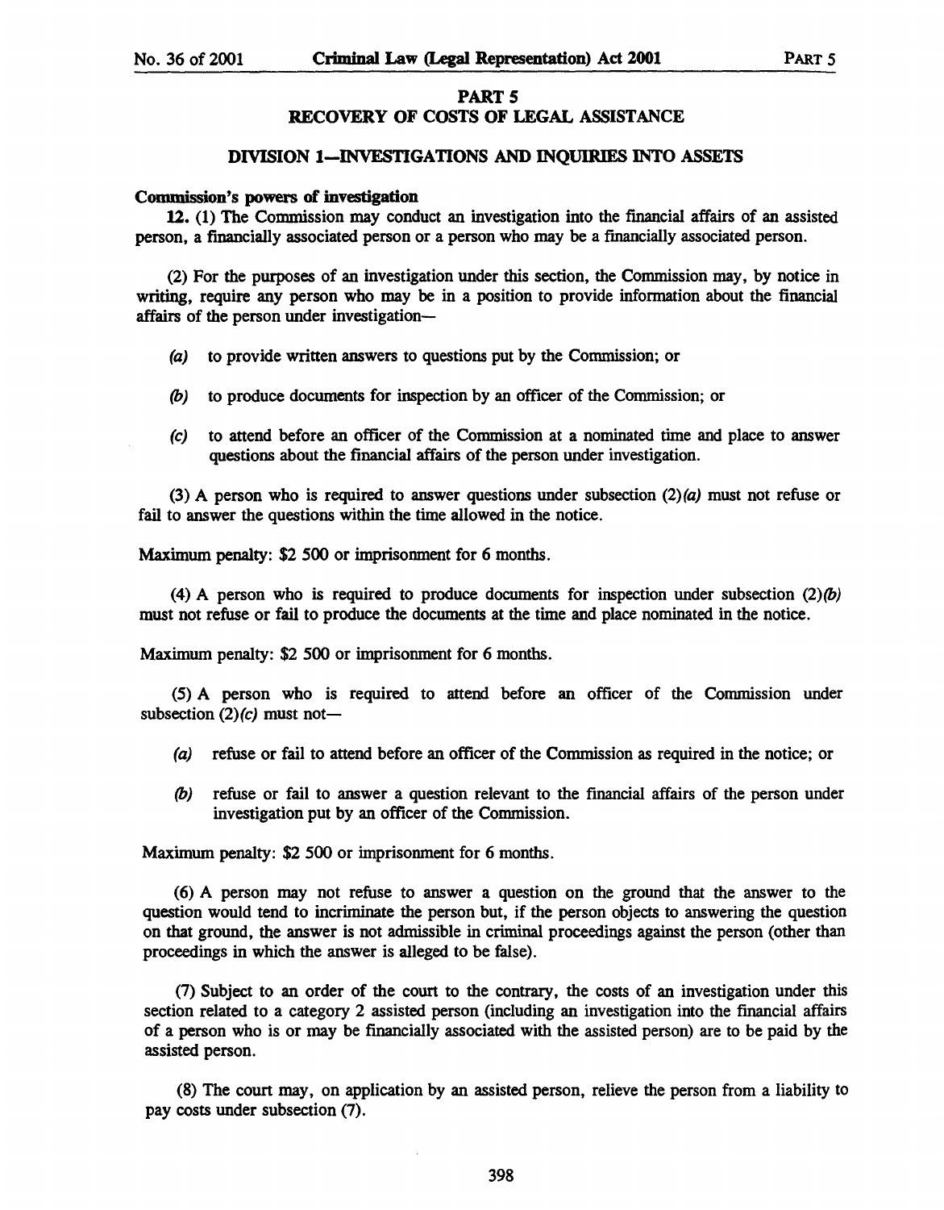## PART 5

## RECOVERY OF COSTS OF LEGAL ASSISTANCE

### DIVISION 1—INVESTIGATIONS AND INQUIRIES INTO ASSETS

**Commission's powers of investigation**

**12.** (1) The Commission may conduct an investigation into the financial affairs of an assisted person, a financially associated person or a person who may be a financially associated person.

(2) For the purposes of an investigation under this section, the Commission may, by notice in writing, require any person who may be in a position to provide information about the financial affairs of the person under investigation—

*(a)* to provide written answers to questions put by the Commission; or

*(b)* to produce documents for inspection by an officer of the Commission; or

*(c)* to attend before an officer of the Commission at a nominated time and place to answer questions about the financial affairs of the person under investigation.

(3) A person who is required to answer questions under subsection (2)*(a)* must not refuse or fail to answer the questions within the time allowed in the notice.

Maximum penalty: $2 500 or imprisonment for 6 months.

(4) A person who is required to produce documents for inspection under subsection (2)*(b)* must not refuse or fail to produce the documents at the time and place nominated in the notice.

Maximum penalty: $2 500 or imprisonment for 6 months.

(5) A person who is required to attend before an officer of the Commission under subsection (2)*(c)* must not—

*(a)* refuse or fail to attend before an officer of the Commission as required in the notice; or

*(b)* refuse or fail to answer a question relevant to the financial affairs of the person under investigation put by an officer of the Commission.

Maximum penalty: $2 500 or imprisonment for 6 months.

(6) A person may not refuse to answer a question on the ground that the answer to the question would tend to incriminate the person but, if the person objects to answering the question on that ground, the answer is not admissible in criminal proceedings against the person (other than proceedings in which the answer is alleged to be false).

(7) Subject to an order of the court to the contrary, the costs of an investigation under this section related to a category 2 assisted person (including an investigation into the financial affairs of a person who is or may be financially associated with the assisted person) are to be paid by the assisted person.

(8) The court may, on application by an assisted person, relieve the person from a liability to pay costs under subsection (7).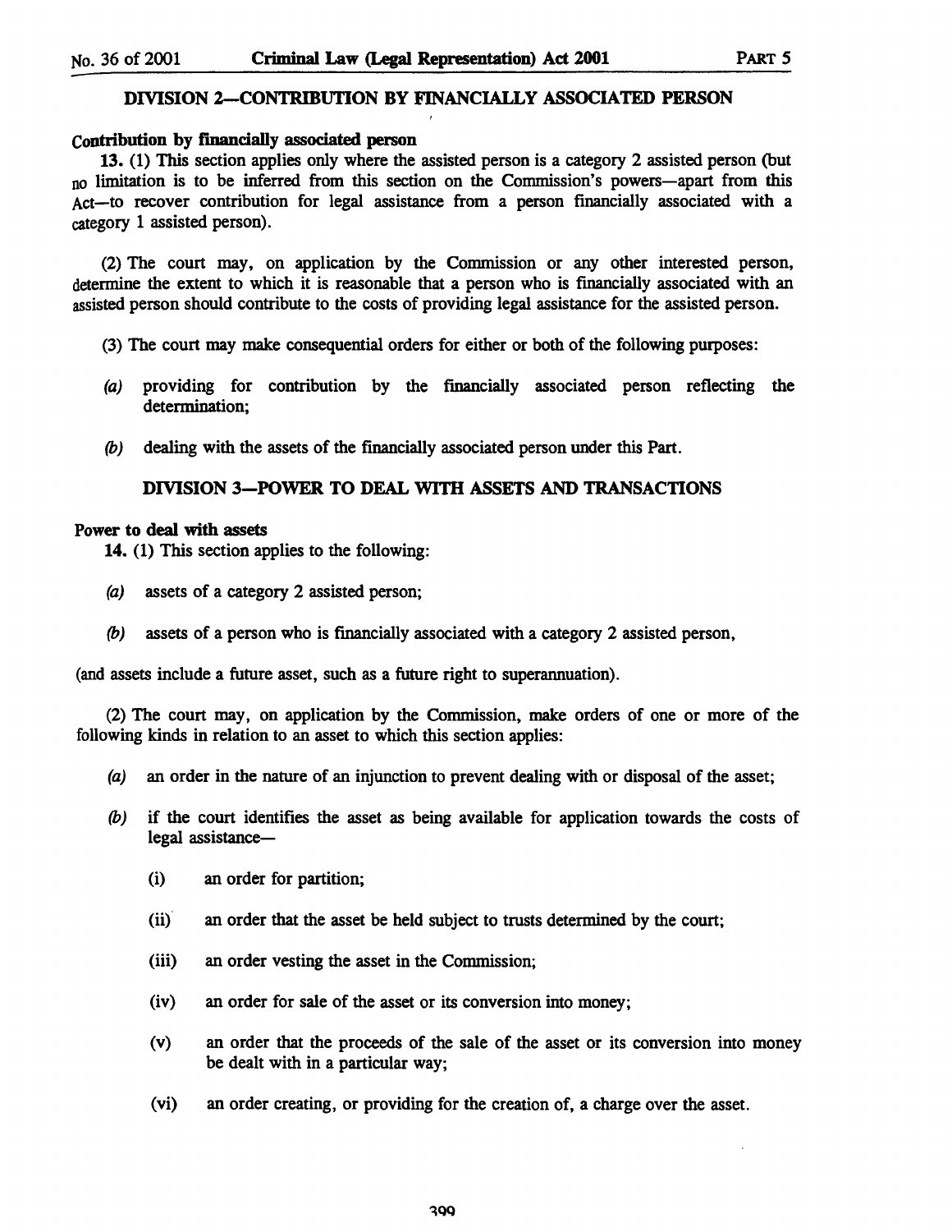## DIVISION 2—CONTRIBUTION BY FINANCIALLY ASSOCIATED PERSON

**Contribution by financially associated person**

**13.** (1) This section applies only where the assisted person is a category 2 assisted person (but no limitation is to be inferred from this section on the Commission's powers—apart from this Act—to recover contribution for legal assistance from a person financially associated with a category 1 assisted person).

(2) The court may, on application by the Commission or any other interested person, determine the extent to which it is reasonable that a person who is financially associated with an assisted person should contribute to the costs of providing legal assistance for the assisted person.

(3) The court may make consequential orders for either or both of the following purposes:

*(a)* providing for contribution by the financially associated person reflecting the determination;

*(b)* dealing with the assets of the financially associated person under this Part.

## DIVISION 3—POWER TO DEAL WITH ASSETS AND TRANSACTIONS

**Power to deal with assets**

**14.** (1) This section applies to the following:

*(a)* assets of a category 2 assisted person;

*(b)* assets of a person who is financially associated with a category 2 assisted person,

(and assets include a future asset, such as a future right to superannuation).

(2) The court may, on application by the Commission, make orders of one or more of the following kinds in relation to an asset to which this section applies:

*(a)* an order in the nature of an injunction to prevent dealing with or disposal of the asset;

*(b)* if the court identifies the asset as being available for application towards the costs of legal assistance—

(i) an order for partition;

(ii) an order that the asset be held subject to trusts determined by the court;

(iii) an order vesting the asset in the Commission;

(iv) an order for sale of the asset or its conversion into money;

(v) an order that the proceeds of the sale of the asset or its conversion into money be dealt with in a particular way;

(vi) an order creating, or providing for the creation of, a charge over the asset.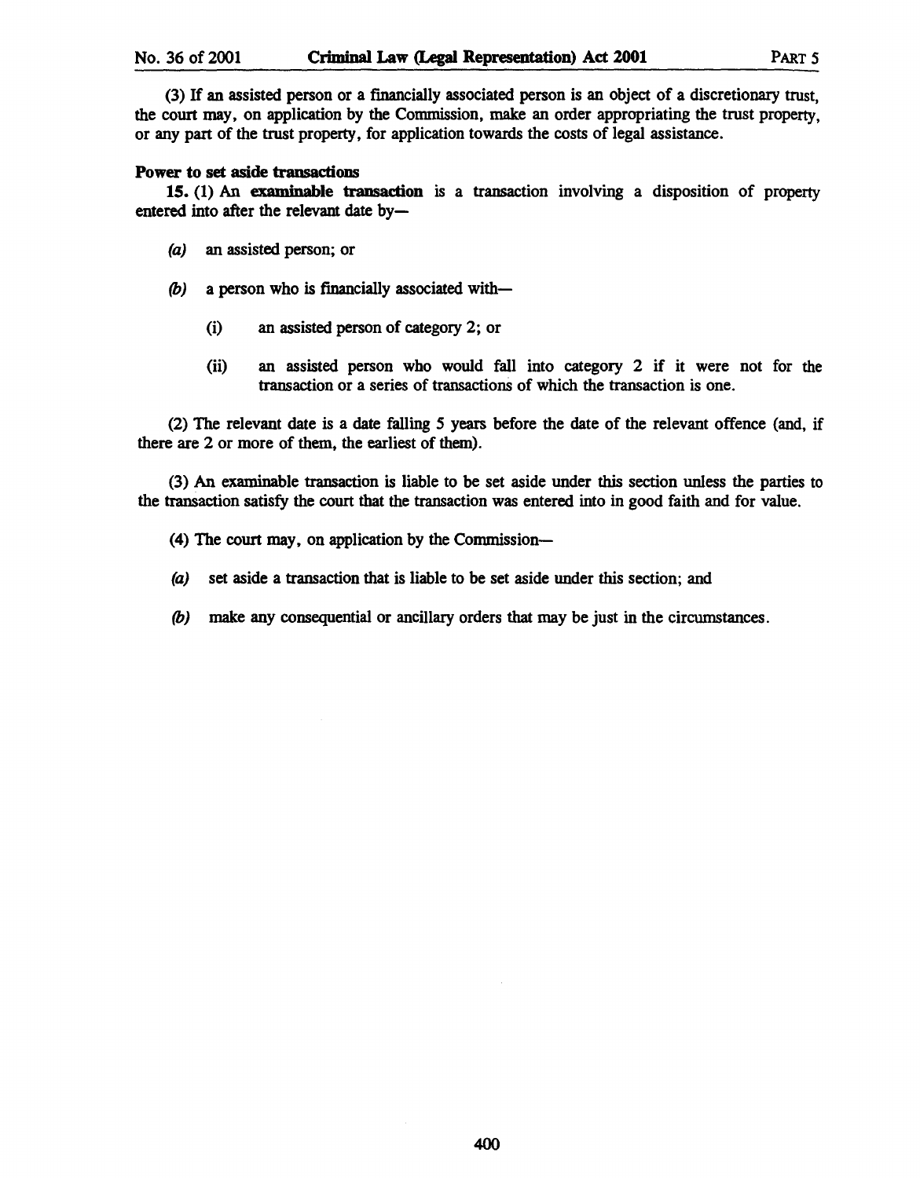(3) If an assisted person or a financially associated person is an object of a discretionary trust, the court may, on application by the Commission, make an order appropriating the trust property, or any part of the trust property, for application towards the costs of legal assistance.

**Power to set aside transactions**

**15.** (1) An **examinable transaction** is a transaction involving a disposition of property entered into after the relevant date by—

*(a)* an assisted person; or

*(b)* a person who is financially associated with—

(i) an assisted person of category 2; or

(ii) an assisted person who would fall into category 2 if it were not for the transaction or a series of transactions of which the transaction is one.

(2) The relevant date is a date falling 5 years before the date of the relevant offence (and, if there are 2 or more of them, the earliest of them).

(3) An examinable transaction is liable to be set aside under this section unless the parties to the transaction satisfy the court that the transaction was entered into in good faith and for value.

(4) The court may, on application by the Commission—

*(a)* set aside a transaction that is liable to be set aside under this section; and

*(b)* make any consequential or ancillary orders that may be just in the circumstances.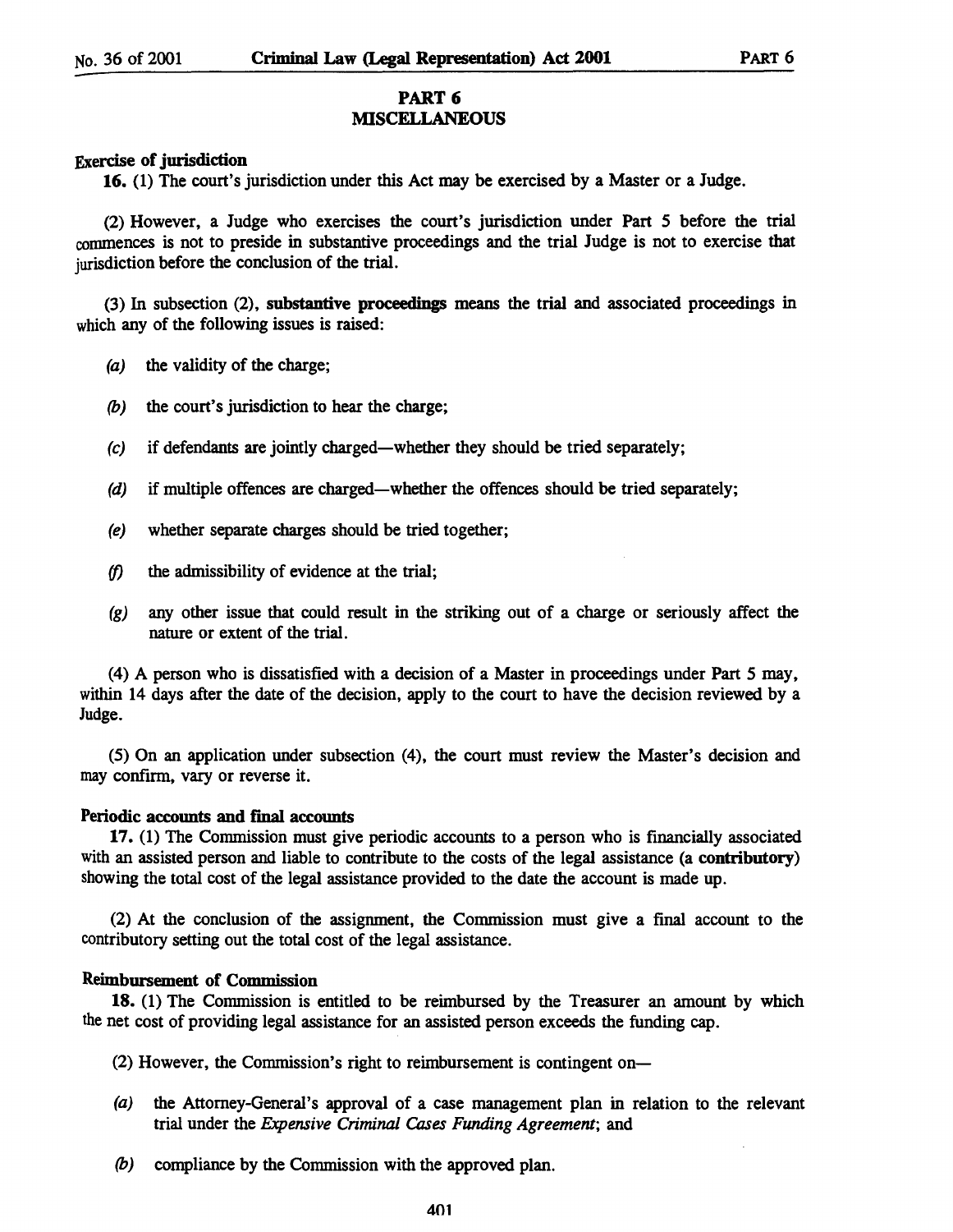## PART 6
## MISCELLANEOUS

**Exercise of jurisdiction**

**16.** (1) The court's jurisdiction under this Act may be exercised by a Master or a Judge.

(2) However, a Judge who exercises the court's jurisdiction under Part 5 before the trial commences is not to preside in substantive proceedings and the trial Judge is not to exercise that jurisdiction before the conclusion of the trial.

(3) In subsection (2), **substantive proceedings** means the trial and associated proceedings in which any of the following issues is raised:

*(a)* the validity of the charge;

*(b)* the court's jurisdiction to hear the charge;

*(c)* if defendants are jointly charged—whether they should be tried separately;

*(d)* if multiple offences are charged—whether the offences should be tried separately;

*(e)* whether separate charges should be tried together;

*(f)* the admissibility of evidence at the trial;

*(g)* any other issue that could result in the striking out of a charge or seriously affect the nature or extent of the trial.

(4) A person who is dissatisfied with a decision of a Master in proceedings under Part 5 may, within 14 days after the date of the decision, apply to the court to have the decision reviewed by a Judge.

(5) On an application under subsection (4), the court must review the Master's decision and may confirm, vary or reverse it.

**Periodic accounts and final accounts**

**17.** (1) The Commission must give periodic accounts to a person who is financially associated with an assisted person and liable to contribute to the costs of the legal assistance (**a contributory**) showing the total cost of the legal assistance provided to the date the account is made up.

(2) At the conclusion of the assignment, the Commission must give a final account to the contributory setting out the total cost of the legal assistance.

**Reimbursement of Commission**

**18.** (1) The Commission is entitled to be reimbursed by the Treasurer an amount by which the net cost of providing legal assistance for an assisted person exceeds the funding cap.

(2) However, the Commission's right to reimbursement is contingent on—

*(a)* the Attorney-General's approval of a case management plan in relation to the relevant trial under the *Expensive Criminal Cases Funding Agreement*; and

*(b)* compliance by the Commission with the approved plan.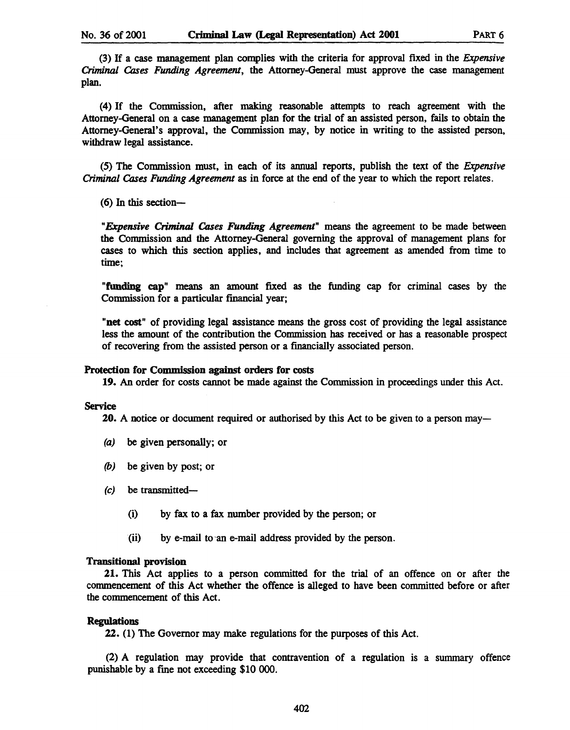(3) If a case management plan complies with the criteria for approval fixed in the *Expensive Criminal Cases Funding Agreement*, the Attorney-General must approve the case management plan.

(4) If the Commission, after making reasonable attempts to reach agreement with the Attorney-General on a case management plan for the trial of an assisted person, fails to obtain the Attorney-General's approval, the Commission may, by notice in writing to the assisted person, withdraw legal assistance.

(5) The Commission must, in each of its annual reports, publish the text of the *Expensive Criminal Cases Funding Agreement* as in force at the end of the year to which the report relates.

(6) In this section—

"*Expensive Criminal Cases Funding Agreement*" means the agreement to be made between the Commission and the Attorney-General governing the approval of management plans for cases to which this section applies, and includes that agreement as amended from time to time;

"**funding cap**" means an amount fixed as the funding cap for criminal cases by the Commission for a particular financial year;

"**net cost**" of providing legal assistance means the gross cost of providing the legal assistance less the amount of the contribution the Commission has received or has a reasonable prospect of recovering from the assisted person or a financially associated person.

**Protection for Commission against orders for costs**

**19.** An order for costs cannot be made against the Commission in proceedings under this Act.

**Service**

**20.** A notice or document required or authorised by this Act to be given to a person may—

*(a)* be given personally; or

*(b)* be given by post; or

*(c)* be transmitted—

(i) by fax to a fax number provided by the person; or

(ii) by e-mail to an e-mail address provided by the person.

**Transitional provision**

**21.** This Act applies to a person committed for the trial of an offence on or after the commencement of this Act whether the offence is alleged to have been committed before or after the commencement of this Act.

**Regulations**

**22.** (1) The Governor may make regulations for the purposes of this Act.

(2) A regulation may provide that contravention of a regulation is a summary offence punishable by a fine not exceeding $10 000.